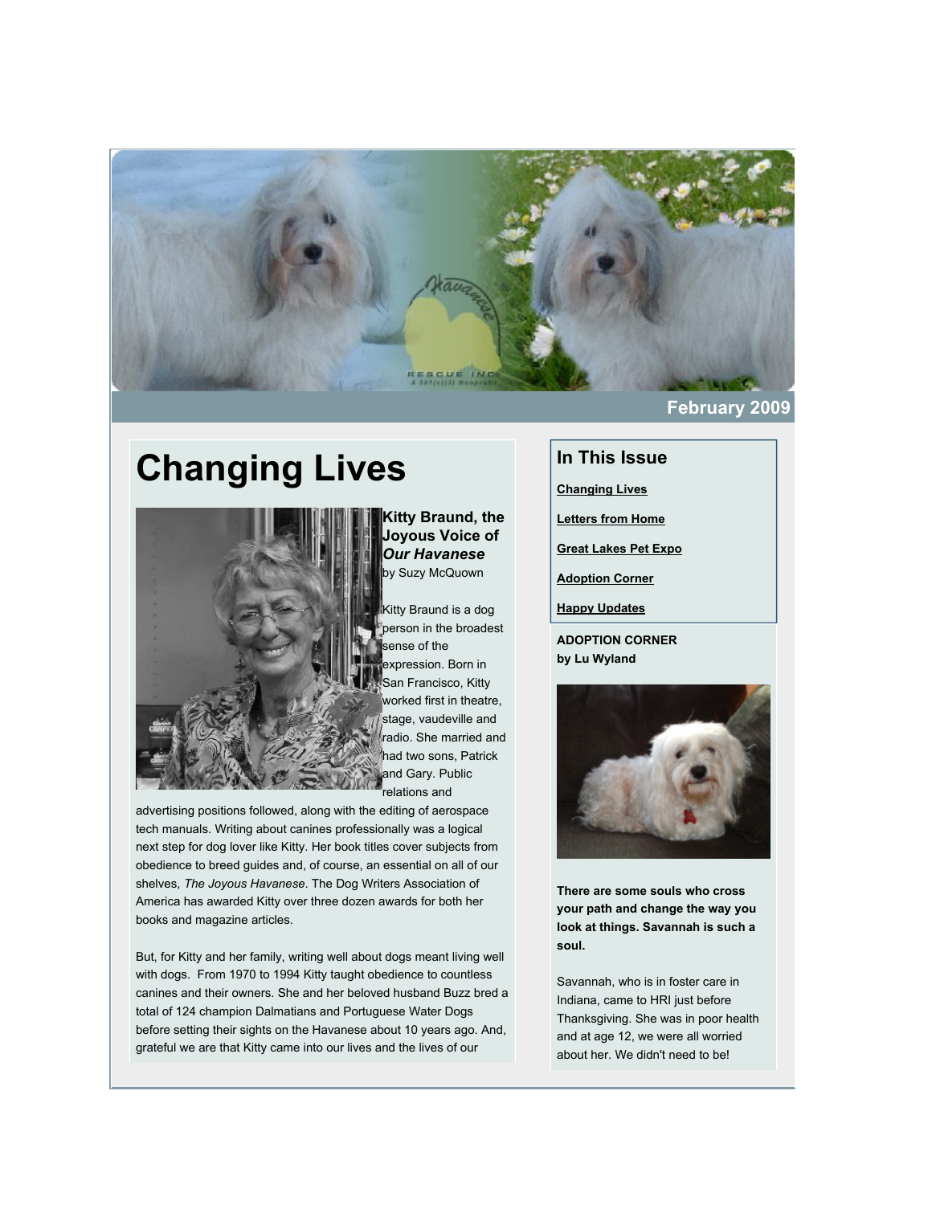February 2009

# Changing Lives

### Kitty Braund, the Joyous Voice of *Our Havanese*

by Suzy McQuown

Kitty Braund is a dog person in the broadest sense of the expression. Born in San Francisco, Kitty worked first in theatre, stage, vaudeville and radio. She married and had two sons, Patrick and Gary. Public relations and advertising positions followed, along with the editing of aerospace tech manuals. Writing about canines professionally was a logical next step for dog lover like Kitty. Her book titles cover subjects from obedience to breed guides and, of course, an essential on all of our shelves, *The Joyous Havanese*. The Dog Writers Association of America has awarded Kitty over three dozen awards for both her books and magazine articles.

But, for Kitty and her family, writing well about dogs meant living well with dogs. From 1970 to 1994 Kitty taught obedience to countless canines and their owners. She and her beloved husband Buzz bred a total of 124 champion Dalmatians and Portuguese Water Dogs before setting their sights on the Havanese about 10 years ago. And, grateful we are that Kitty came into our lives and the lives of our

## In This Issue

**Changing Lives**

**Letters from Home**

**Great Lakes Pet Expo**

**Adoption Corner**

**Happy Updates**

**ADOPTION CORNER**
**by Lu Wyland**

**There are some souls who cross your path and change the way you look at things. Savannah is such a soul.**

Savannah, who is in foster care in Indiana, came to HRI just before Thanksgiving. She was in poor health and at age 12, we were all worried about her. We didn't need to be!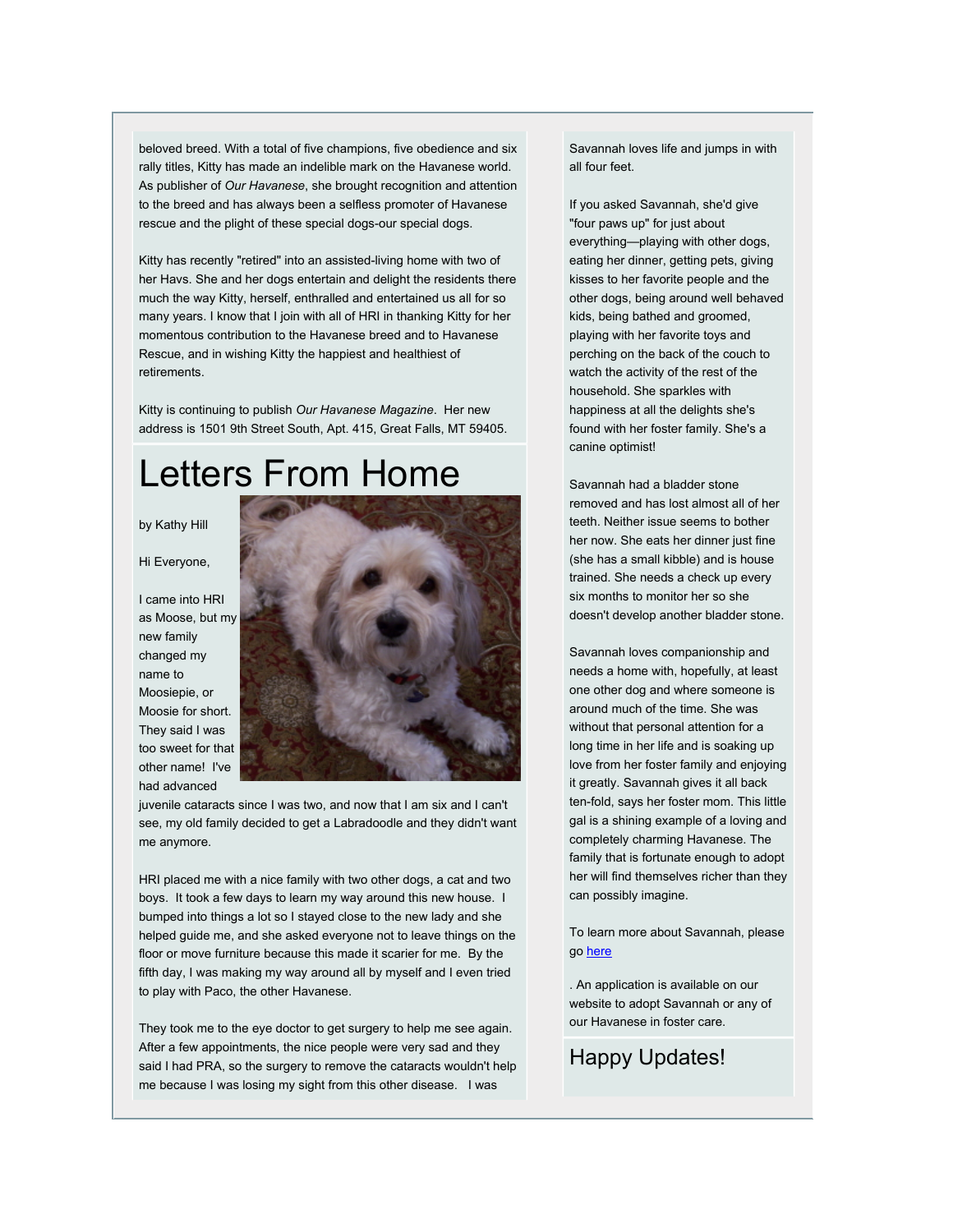beloved breed. With a total of five champions, five obedience and six rally titles, Kitty has made an indelible mark on the Havanese world. As publisher of *Our Havanese*, she brought recognition and attention to the breed and has always been a selfless promoter of Havanese rescue and the plight of these special dogs-our special dogs.

Kitty has recently "retired" into an assisted-living home with two of her Havs. She and her dogs entertain and delight the residents there much the way Kitty, herself, enthralled and entertained us all for so many years. I know that I join with all of HRI in thanking Kitty for her momentous contribution to the Havanese breed and to Havanese Rescue, and in wishing Kitty the happiest and healthiest of retirements.

Kitty is continuing to publish *Our Havanese Magazine*. Her new address is 1501 9th Street South, Apt. 415, Great Falls, MT 59405.

# Letters From Home

by Kathy Hill

Hi Everyone,

I came into HRI as Moose, but my new family changed my name to Moosiepie, or Moosie for short. They said I was too sweet for that other name! I've had advanced juvenile cataracts since I was two, and now that I am six and I can't see, my old family decided to get a Labradoodle and they didn't want me anymore.

HRI placed me with a nice family with two other dogs, a cat and two boys. It took a few days to learn my way around this new house. I bumped into things a lot so I stayed close to the new lady and she helped guide me, and she asked everyone not to leave things on the floor or move furniture because this made it scarier for me. By the fifth day, I was making my way around all by myself and I even tried to play with Paco, the other Havanese.

They took me to the eye doctor to get surgery to help me see again. After a few appointments, the nice people were very sad and they said I had PRA, so the surgery to remove the cataracts wouldn't help me because I was losing my sight from this other disease. I was

Savannah loves life and jumps in with all four feet.

If you asked Savannah, she'd give "four paws up" for just about everything—playing with other dogs, eating her dinner, getting pets, giving kisses to her favorite people and the other dogs, being around well behaved kids, being bathed and groomed, playing with her favorite toys and perching on the back of the couch to watch the activity of the rest of the household. She sparkles with happiness at all the delights she's found with her foster family. She's a canine optimist!

Savannah had a bladder stone removed and has lost almost all of her teeth. Neither issue seems to bother her now. She eats her dinner just fine (she has a small kibble) and is house trained. She needs a check up every six months to monitor her so she doesn't develop another bladder stone.

Savannah loves companionship and needs a home with, hopefully, at least one other dog and where someone is around much of the time. She was without that personal attention for a long time in her life and is soaking up love from her foster family and enjoying it greatly. Savannah gives it all back ten-fold, says her foster mom. This little gal is a shining example of a loving and completely charming Havanese. The family that is fortunate enough to adopt her will find themselves richer than they can possibly imagine.

To learn more about Savannah, please go here

. An application is available on our website to adopt Savannah or any of our Havanese in foster care.

## Happy Updates!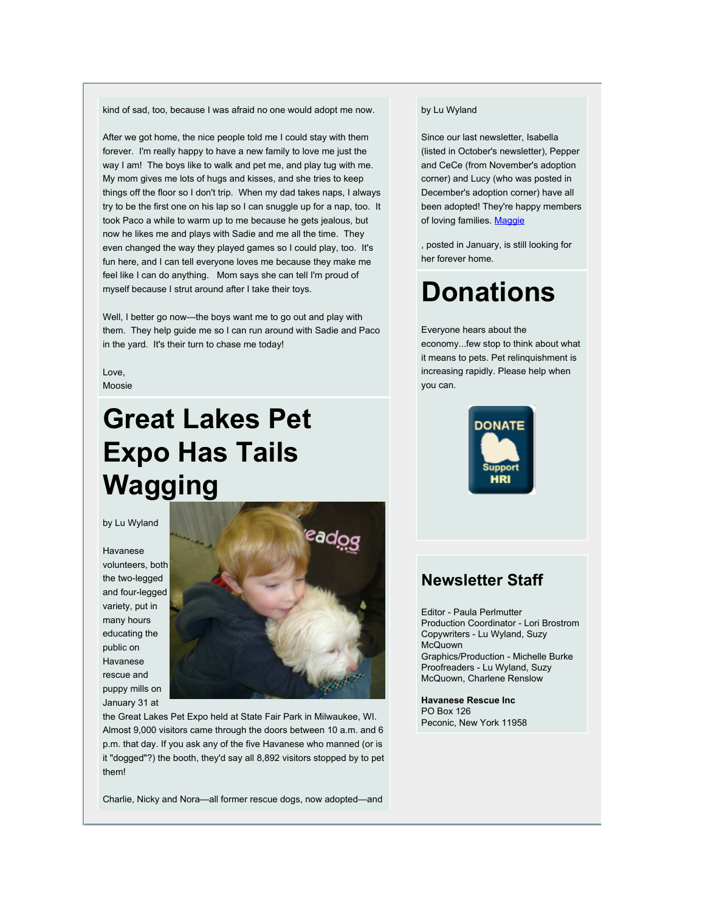kind of sad, too, because I was afraid no one would adopt me now.

After we got home, the nice people told me I could stay with them forever. I'm really happy to have a new family to love me just the way I am! The boys like to walk and pet me, and play tug with me. My mom gives me lots of hugs and kisses, and she tries to keep things off the floor so I don't trip. When my dad takes naps, I always try to be the first one on his lap so I can snuggle up for a nap, too. It took Paco a while to warm up to me because he gets jealous, but now he likes me and plays with Sadie and me all the time. They even changed the way they played games so I could play, too. It's fun here, and I can tell everyone loves me because they make me feel like I can do anything. Mom says she can tell I'm proud of myself because I strut around after I take their toys.

Well, I better go now—the boys want me to go out and play with them. They help guide me so I can run around with Sadie and Paco in the yard. It's their turn to chase me today!

Love,
Moosie

# Great Lakes Pet Expo Has Tails Wagging

by Lu Wyland

Havanese volunteers, both the two-legged and four-legged variety, put in many hours educating the public on Havanese rescue and puppy mills on January 31 at the Great Lakes Pet Expo held at State Fair Park in Milwaukee, WI. Almost 9,000 visitors came through the doors between 10 a.m. and 6 p.m. that day. If you ask any of the five Havanese who manned (or is it "dogged"?) the booth, they'd say all 8,892 visitors stopped by to pet them!

Charlie, Nicky and Nora—all former rescue dogs, now adopted—and

by Lu Wyland

Since our last newsletter, Isabella (listed in October's newsletter), Pepper and CeCe (from November's adoption corner) and Lucy (who was posted in December's adoption corner) have all been adopted! They're happy members of loving families. [Maggie]

, posted in January, is still looking for her forever home.

# Donations

Everyone hears about the economy...few stop to think about what it means to pets. Pet relinquishment is increasing rapidly. Please help when you can.

DONATE Support HRI

## Newsletter Staff

Editor - Paula Perlmutter
Production Coordinator - Lori Brostrom
Copywriters - Lu Wyland, Suzy McQuown
Graphics/Production - Michelle Burke
Proofreaders - Lu Wyland, Suzy McQuown, Charlene Renslow

**Havanese Rescue Inc**
PO Box 126
Peconic, New York 11958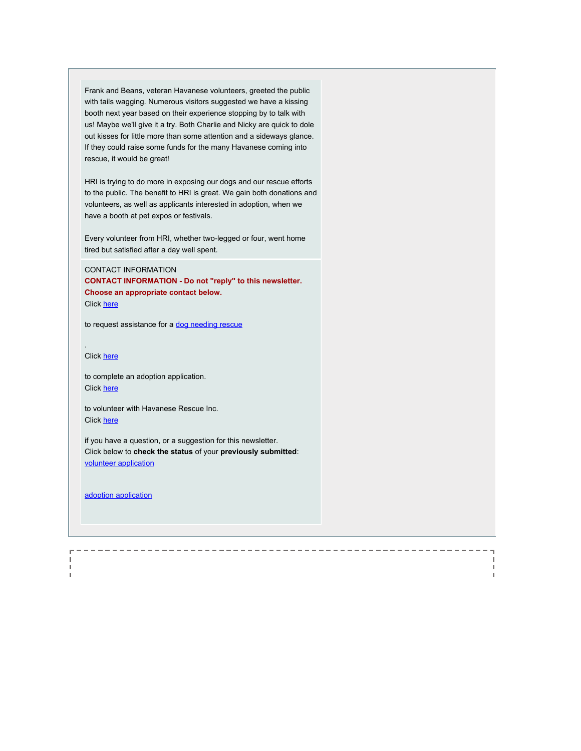Frank and Beans, veteran Havanese volunteers, greeted the public with tails wagging. Numerous visitors suggested we have a kissing booth next year based on their experience stopping by to talk with us! Maybe we'll give it a try. Both Charlie and Nicky are quick to dole out kisses for little more than some attention and a sideways glance. If they could raise some funds for the many Havanese coming into rescue, it would be great!

HRI is trying to do more in exposing our dogs and our rescue efforts to the public. The benefit to HRI is great. We gain both donations and volunteers, as well as applicants interested in adoption, when we have a booth at pet expos or festivals.

Every volunteer from HRI, whether two-legged or four, went home tired but satisfied after a day well spent.

CONTACT INFORMATION

**CONTACT INFORMATION - Do not "reply" to this newsletter. Choose an appropriate contact below.**

Click here

to request assistance for a dog needing rescue

.

Click here

to complete an adoption application.

Click here

to volunteer with Havanese Rescue Inc.

Click here

if you have a question, or a suggestion for this newsletter.

Click below to **check the status** of your **previously submitted**:

volunteer application

adoption application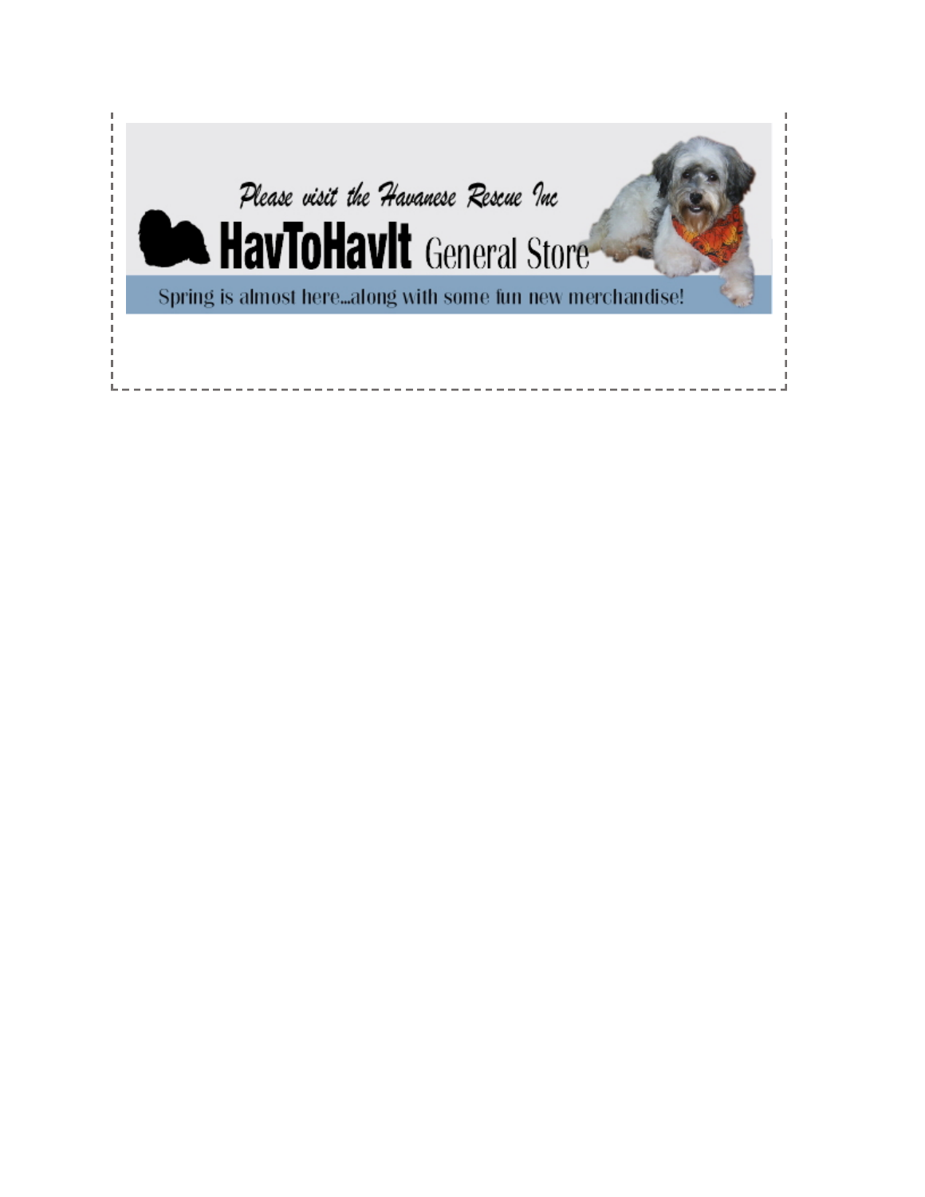Please visit the Havanese Rescue Inc

**HavToHavIt** General Store

Spring is almost here...along with some fun new merchandise!